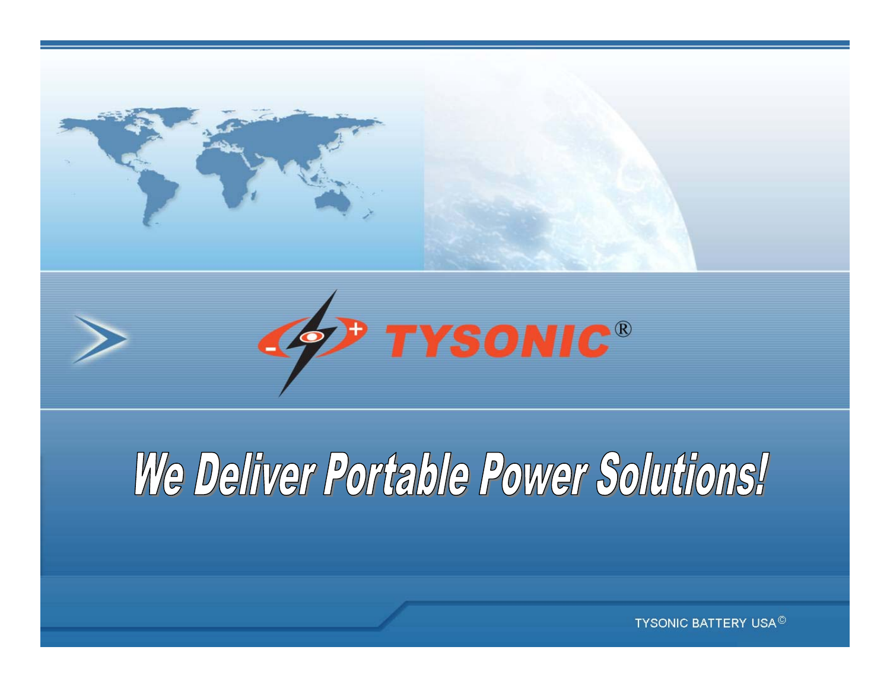# TYSONIC®

## We Deliver Portable Power Solutions!

TYSONIC BATTERY USA©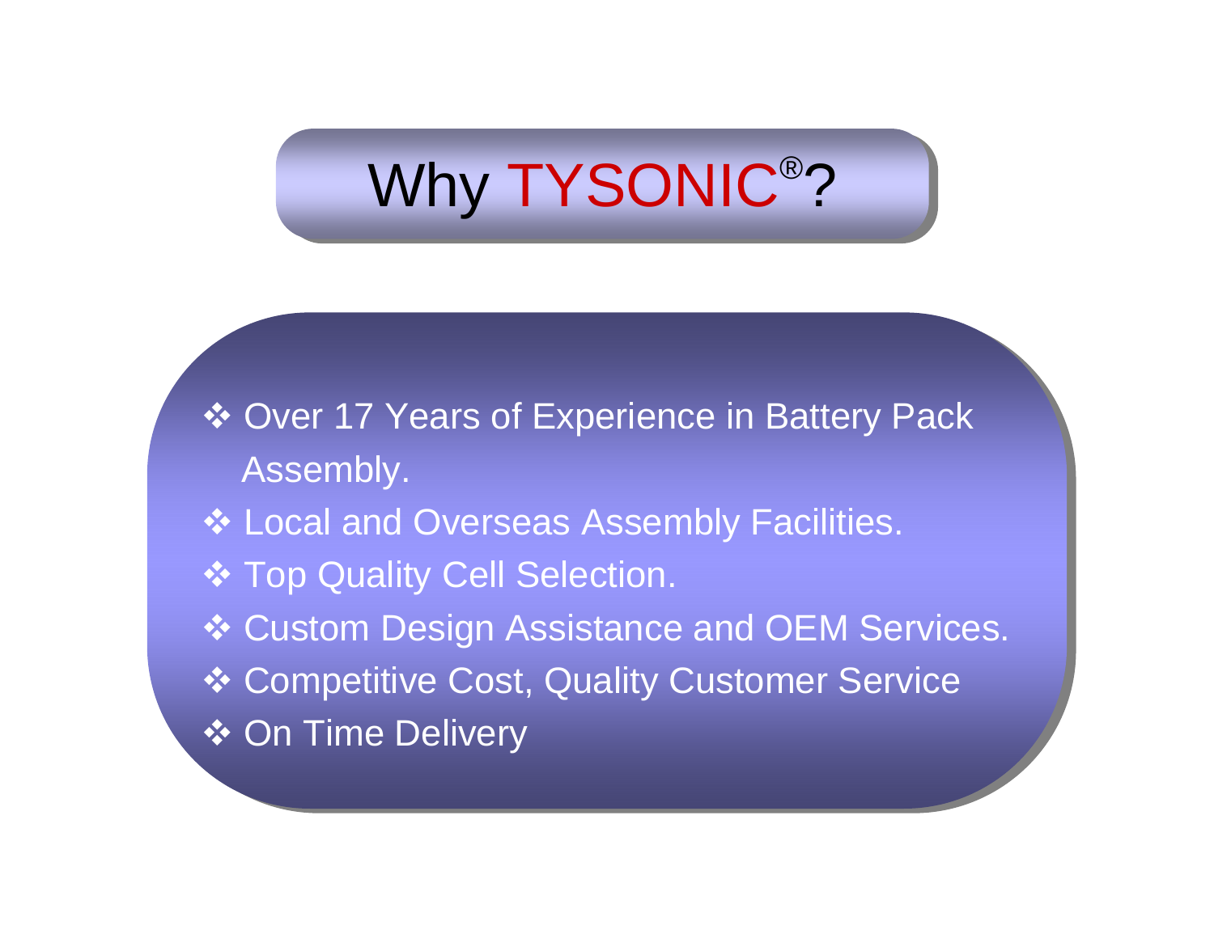# Why TYSONIC®?

- Over 17 Years of Experience in Battery Pack Assembly.
- Local and Overseas Assembly Facilities.
- Top Quality Cell Selection.
- Custom Design Assistance and OEM Services.
- Competitive Cost, Quality Customer Service
- On Time Delivery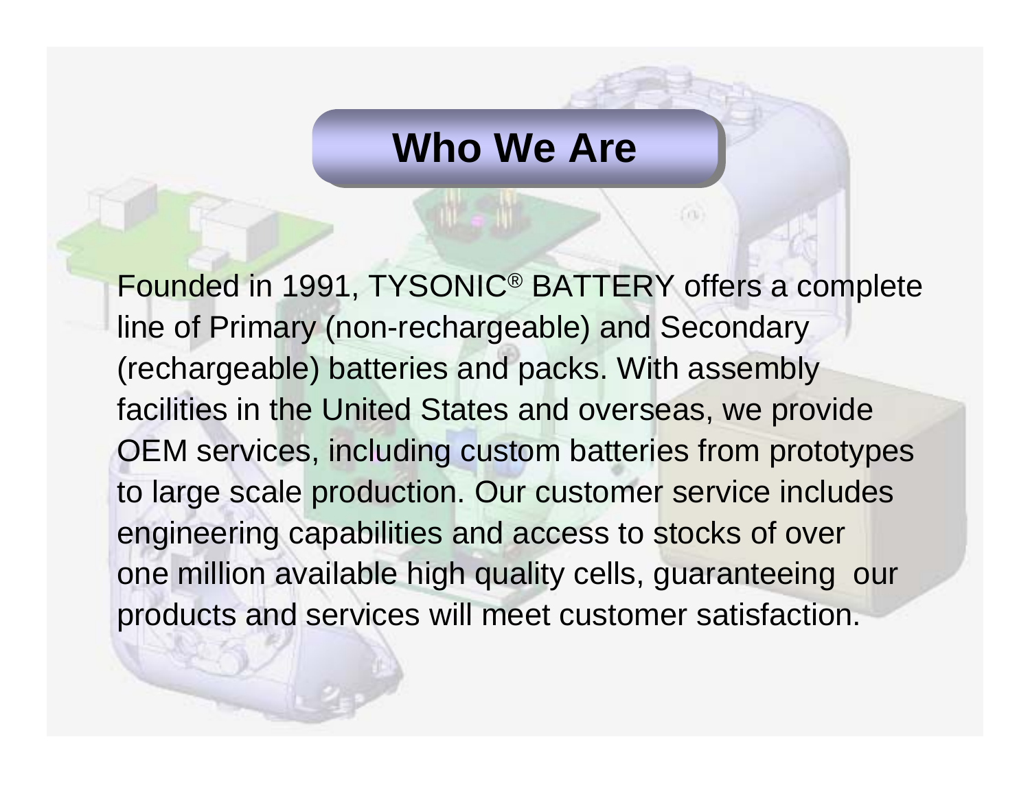# Who We Are

Founded in 1991, TYSONIC® BATTERY offers a complete line of Primary (non-rechargeable) and Secondary (rechargeable) batteries and packs. With assembly facilities in the United States and overseas, we provide OEM services, including custom batteries from prototypes to large scale production. Our customer service includes engineering capabilities and access to stocks of over one million available high quality cells, guaranteeing our products and services will meet customer satisfaction.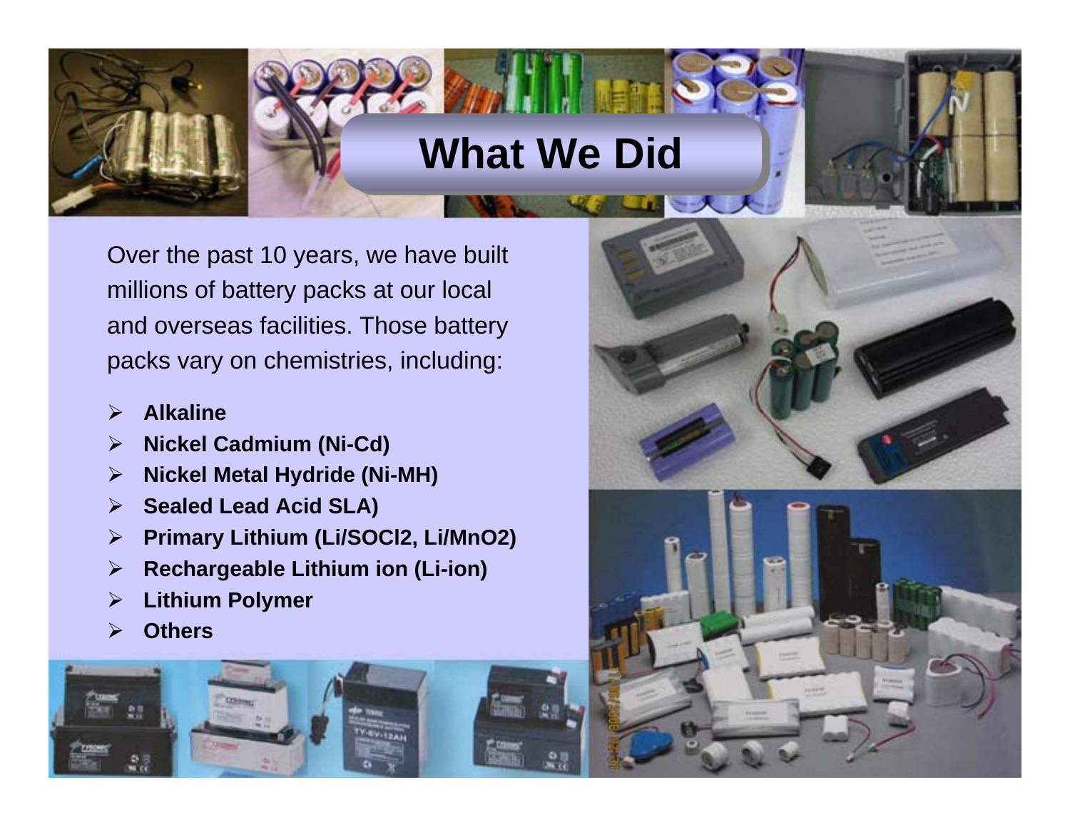# What We Did

Over the past 10 years, we have built millions of battery packs at our local and overseas facilities. Those battery packs vary on chemistries, including:

- **Alkaline**
- **Nickel Cadmium (Ni-Cd)**
- **Nickel Metal Hydride (Ni-MH)**
- **Sealed Lead Acid SLA)**
- **Primary Lithium (Li/SOCl2, Li/MnO2)**
- **Rechargeable Lithium ion (Li-ion)**
- **Lithium Polymer**
- **Others**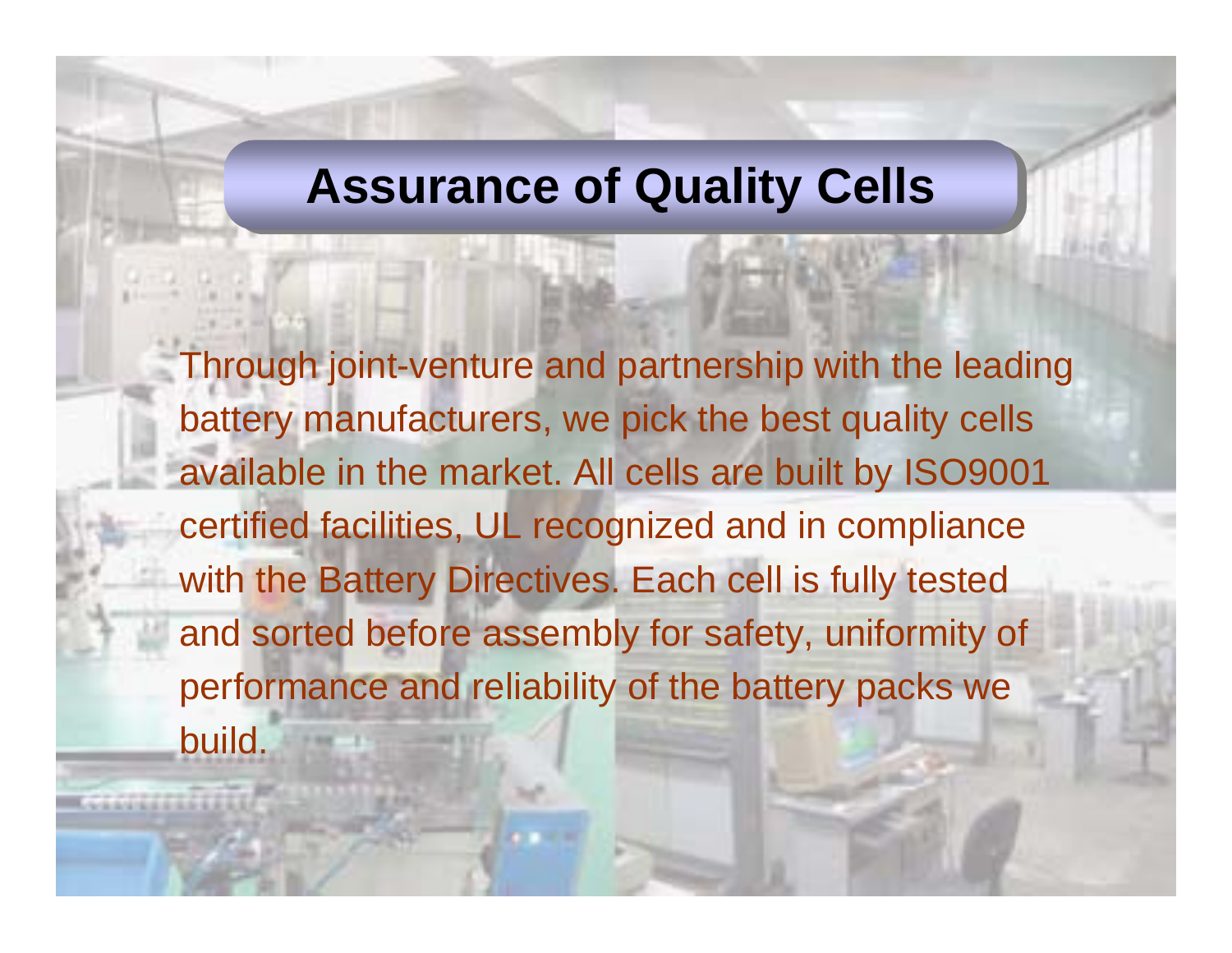# Assurance of Quality Cells

Through joint-venture and partnership with the leading battery manufacturers, we pick the best quality cells available in the market. All cells are built by ISO9001 certified facilities, UL recognized and in compliance with the Battery Directives. Each cell is fully tested and sorted before assembly for safety, uniformity of performance and reliability of the battery packs we build.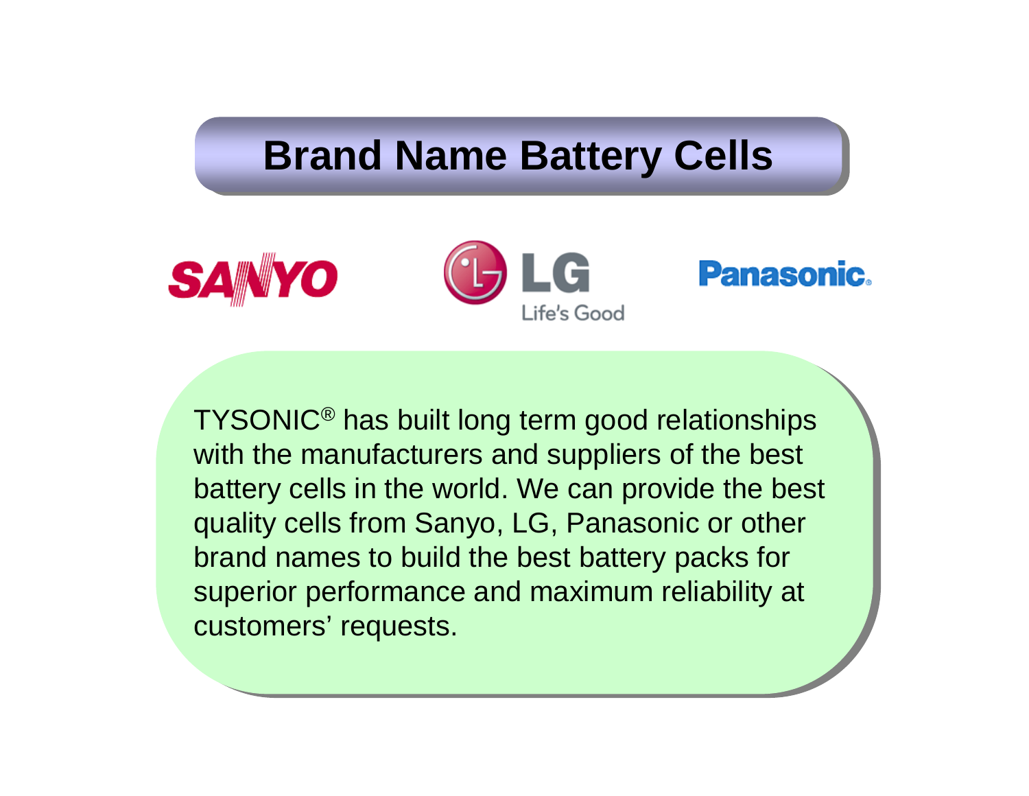# Brand Name Battery Cells

SANYO

LG Life's Good

Panasonic

TYSONIC® has built long term good relationships with the manufacturers and suppliers of the best battery cells in the world. We can provide the best quality cells from Sanyo, LG, Panasonic or other brand names to build the best battery packs for superior performance and maximum reliability at customers' requests.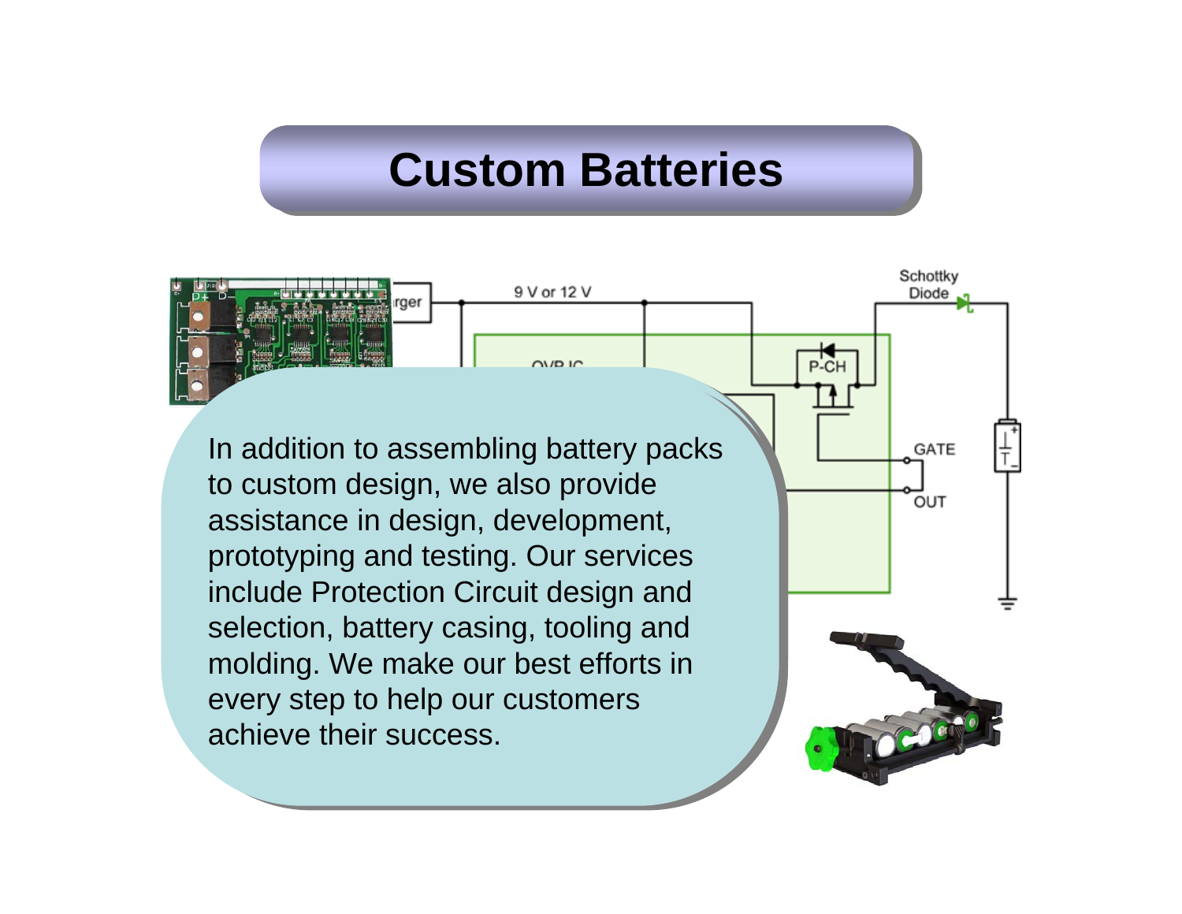# Custom Batteries

In addition to assembling battery packs to custom design, we also provide assistance in design, development, prototyping and testing. Our services include Protection Circuit design and selection, battery casing, tooling and molding. We make our best efforts in every step to help our customers achieve their success.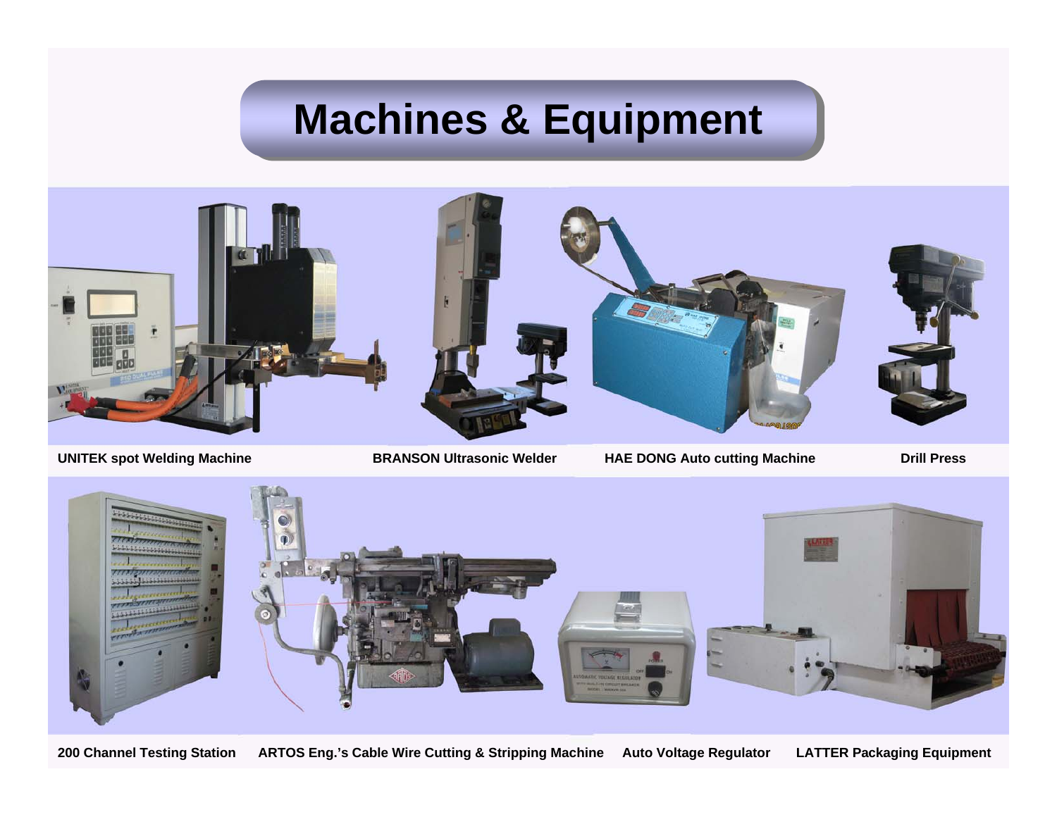# Machines & Equipment

**UNITEK spot Welding Machine**

**BRANSON Ultrasonic Welder**

**HAE DONG Auto cutting Machine**

**Drill Press**

**200 Channel Testing Station**

**ARTOS Eng.'s Cable Wire Cutting & Stripping Machine**

**Auto Voltage Regulator**

**LATTER Packaging Equipment**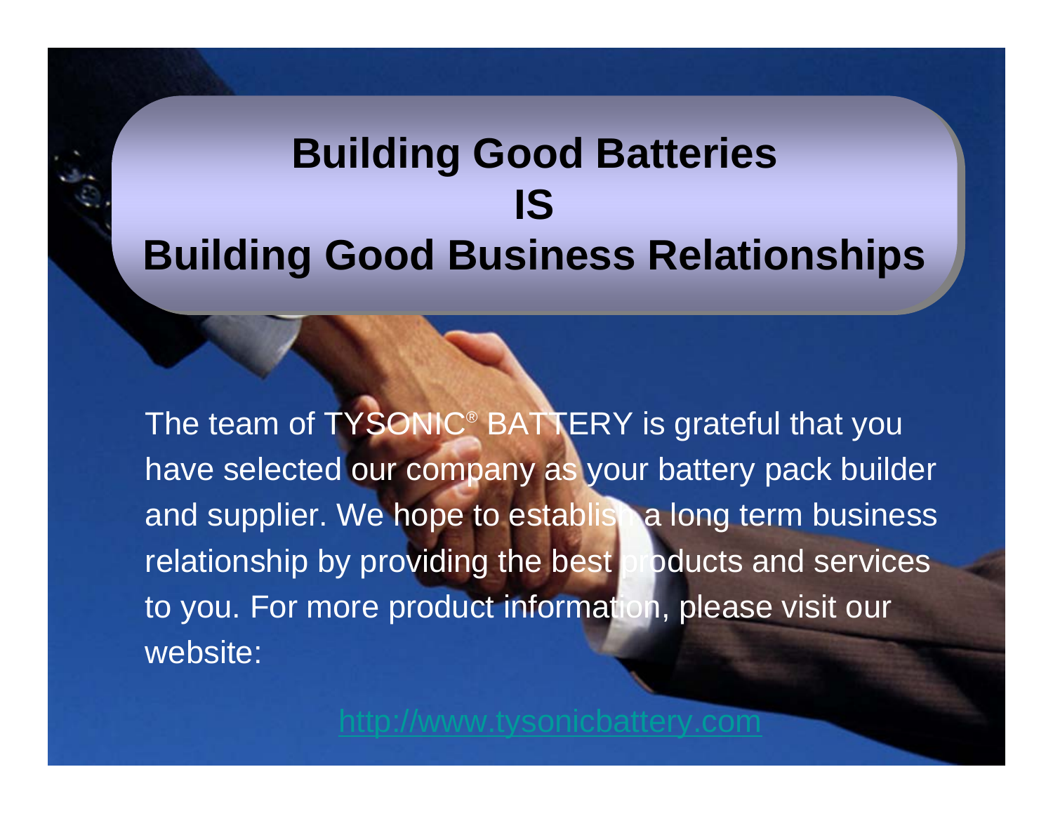# Building Good Batteries
# IS
# Building Good Business Relationships

The team of TYSONIC® BATTERY is grateful that you have selected our company as your battery pack builder and supplier. We hope to establish a long term business relationship by providing the best products and services to you. For more product information, please visit our website:

http://www.tysonicbattery.com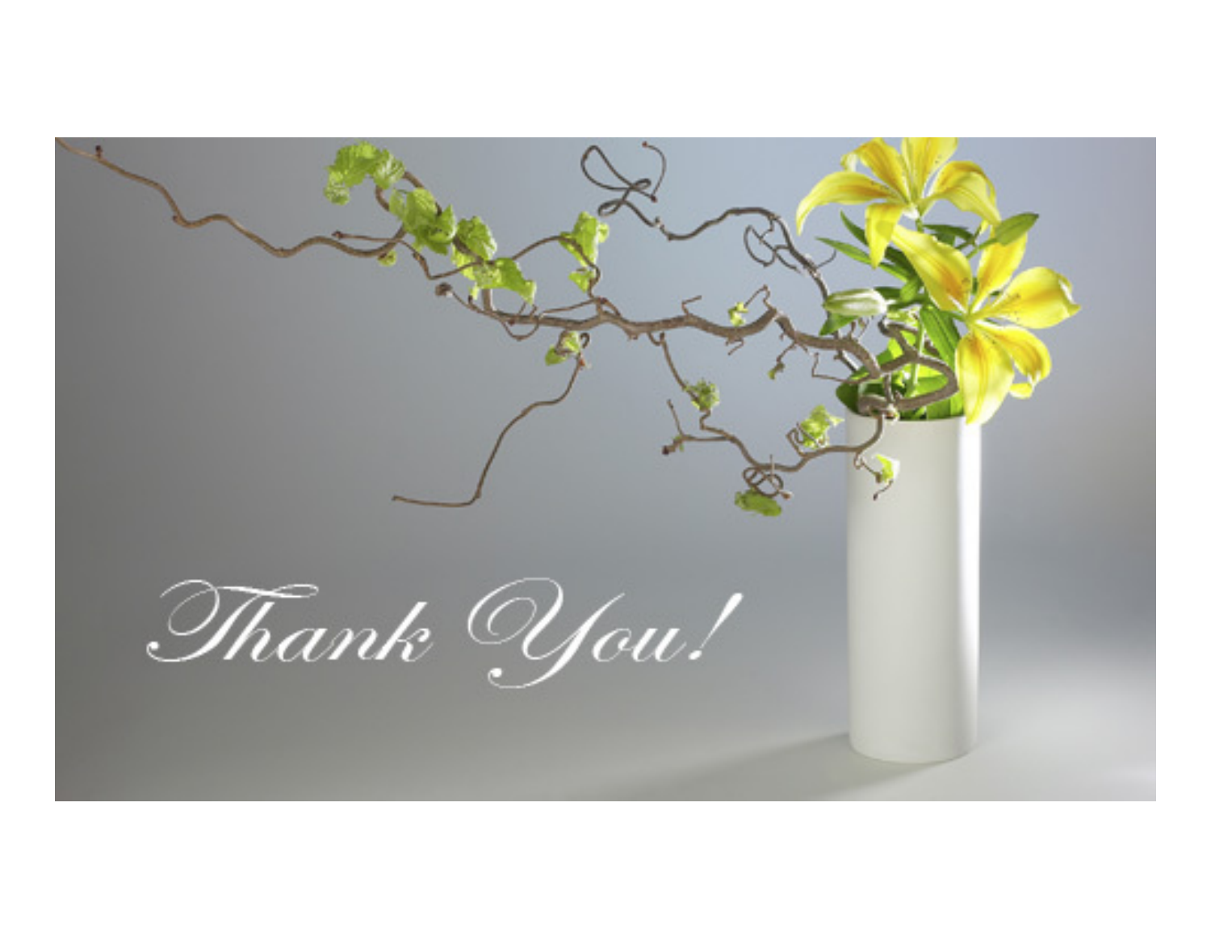Thank You!